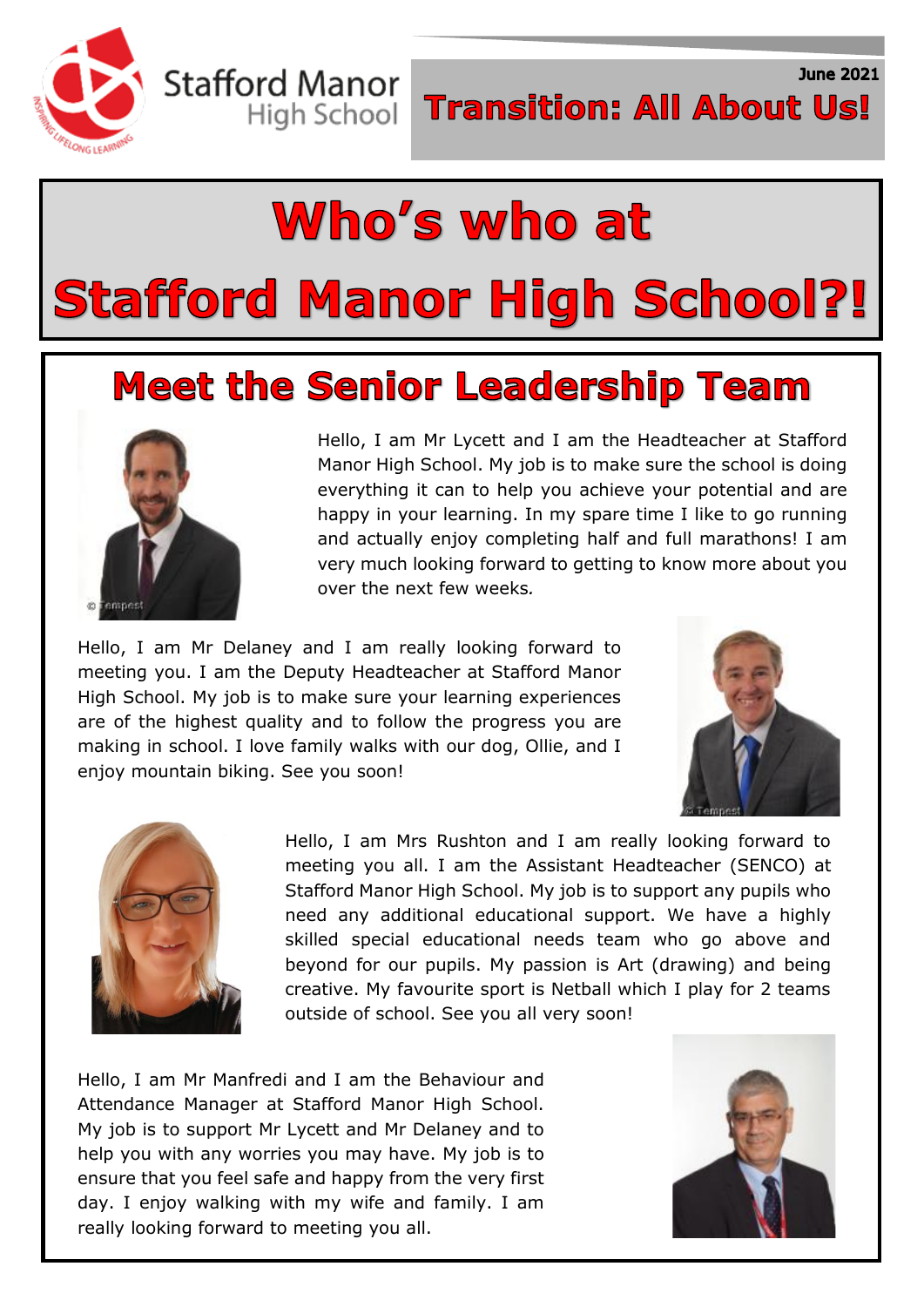Stafford Manor High School

June 2021

# Transition: All About Us!

# Who's who at Stafford Manor High School?!

## Meet the Senior Leadership Team

Hello, I am Mr Lycett and I am the Headteacher at Stafford Manor High School. My job is to make sure the school is doing everything it can to help you achieve your potential and are happy in your learning. In my spare time I like to go running and actually enjoy completing half and full marathons! I am very much looking forward to getting to know more about you over the next few weeks.

Hello, I am Mr Delaney and I am really looking forward to meeting you. I am the Deputy Headteacher at Stafford Manor High School. My job is to make sure your learning experiences are of the highest quality and to follow the progress you are making in school. I love family walks with our dog, Ollie, and I enjoy mountain biking. See you soon!

Hello, I am Mrs Rushton and I am really looking forward to meeting you all. I am the Assistant Headteacher (SENCO) at Stafford Manor High School. My job is to support any pupils who need any additional educational support. We have a highly skilled special educational needs team who go above and beyond for our pupils. My passion is Art (drawing) and being creative. My favourite sport is Netball which I play for 2 teams outside of school. See you all very soon!

Hello, I am Mr Manfredi and I am the Behaviour and Attendance Manager at Stafford Manor High School. My job is to support Mr Lycett and Mr Delaney and to help you with any worries you may have. My job is to ensure that you feel safe and happy from the very first day. I enjoy walking with my wife and family. I am really looking forward to meeting you all.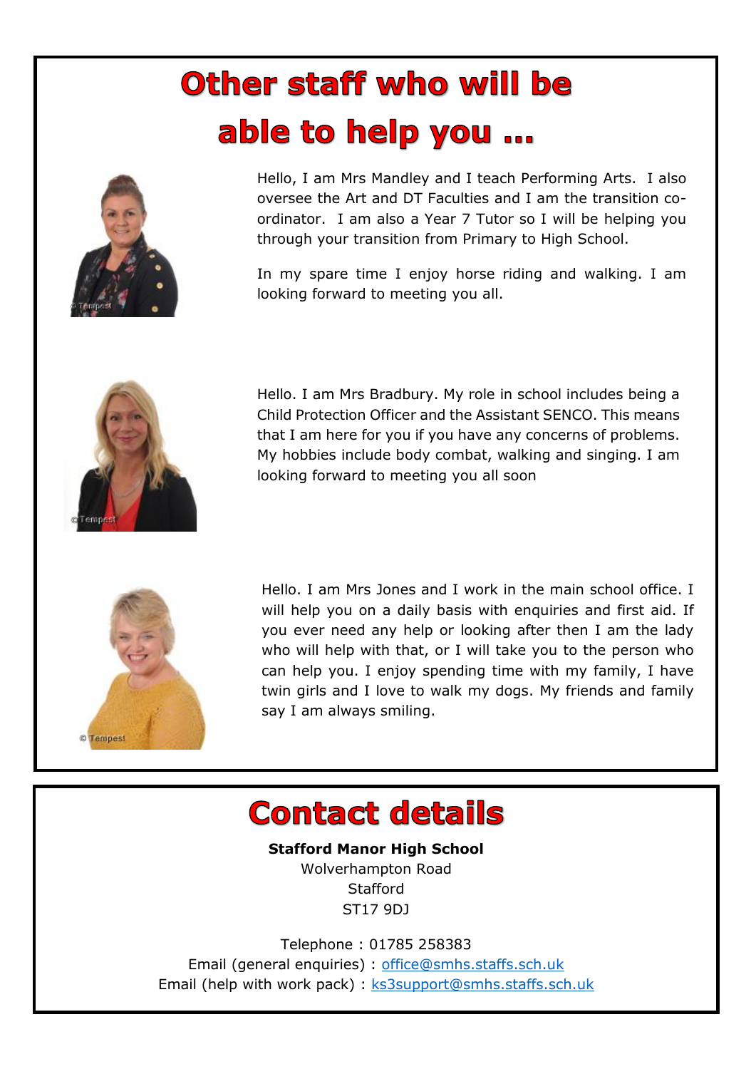# Other staff who will be able to help you …

Hello, I am Mrs Mandley and I teach Performing Arts. I also oversee the Art and DT Faculties and I am the transition co-ordinator. I am also a Year 7 Tutor so I will be helping you through your transition from Primary to High School.

In my spare time I enjoy horse riding and walking. I am looking forward to meeting you all.

Hello. I am Mrs Bradbury. My role in school includes being a Child Protection Officer and the Assistant SENCO. This means that I am here for you if you have any concerns of problems. My hobbies include body combat, walking and singing. I am looking forward to meeting you all soon

Hello. I am Mrs Jones and I work in the main school office. I will help you on a daily basis with enquiries and first aid. If you ever need any help or looking after then I am the lady who will help with that, or I will take you to the person who can help you. I enjoy spending time with my family, I have twin girls and I love to walk my dogs. My friends and family say I am always smiling.

# Contact details

**Stafford Manor High School**
Wolverhampton Road
Stafford
ST17 9DJ

Telephone : 01785 258383
Email (general enquiries) : office@smhs.staffs.sch.uk
Email (help with work pack) : ks3support@smhs.staffs.sch.uk